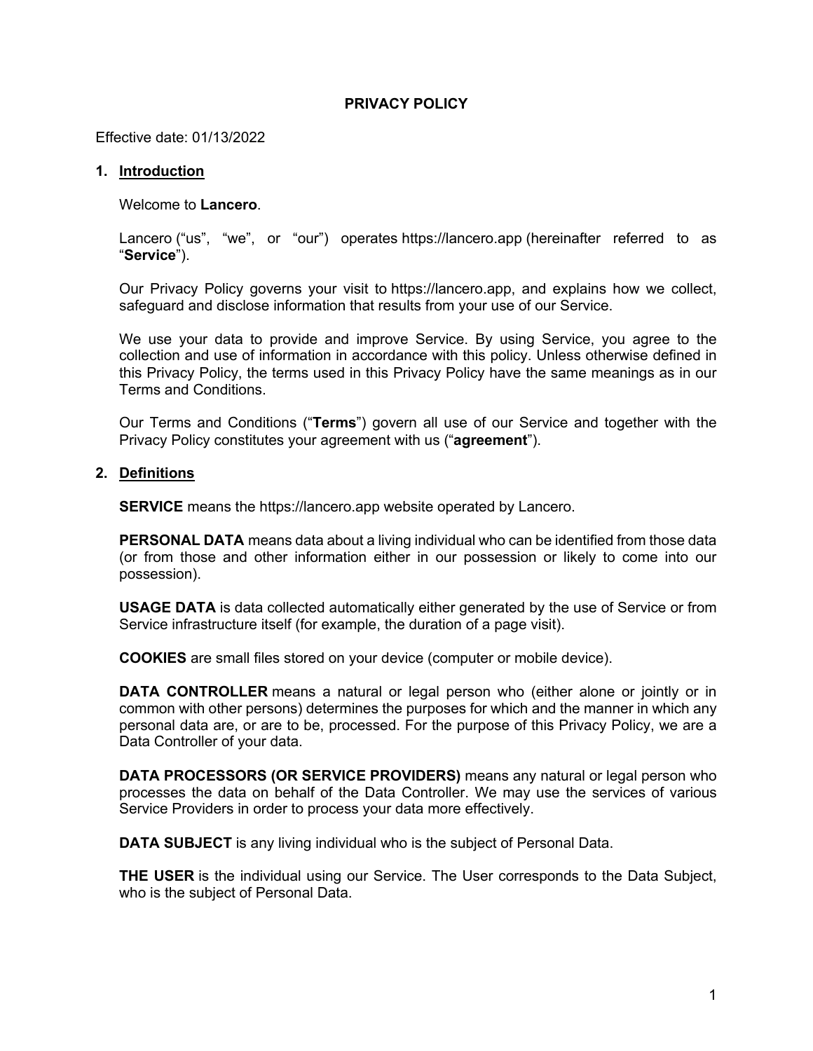# PRIVACY POLICY

Effective date: 01/13/2022

## 1. Introduction

Welcome to **Lancero**.

Lancero (“us”, “we”, or “our”) operates https://lancero.app (hereinafter referred to as “**Service**”).

Our Privacy Policy governs your visit to https://lancero.app, and explains how we collect, safeguard and disclose information that results from your use of our Service.

We use your data to provide and improve Service. By using Service, you agree to the collection and use of information in accordance with this policy. Unless otherwise defined in this Privacy Policy, the terms used in this Privacy Policy have the same meanings as in our Terms and Conditions.

Our Terms and Conditions (“**Terms**”) govern all use of our Service and together with the Privacy Policy constitutes your agreement with us (“**agreement**”).

## 2. Definitions

**SERVICE** means the https://lancero.app website operated by Lancero.

**PERSONAL DATA** means data about a living individual who can be identified from those data (or from those and other information either in our possession or likely to come into our possession).

**USAGE DATA** is data collected automatically either generated by the use of Service or from Service infrastructure itself (for example, the duration of a page visit).

**COOKIES** are small files stored on your device (computer or mobile device).

**DATA CONTROLLER** means a natural or legal person who (either alone or jointly or in common with other persons) determines the purposes for which and the manner in which any personal data are, or are to be, processed. For the purpose of this Privacy Policy, we are a Data Controller of your data.

**DATA PROCESSORS (OR SERVICE PROVIDERS)** means any natural or legal person who processes the data on behalf of the Data Controller. We may use the services of various Service Providers in order to process your data more effectively.

**DATA SUBJECT** is any living individual who is the subject of Personal Data.

**THE USER** is the individual using our Service. The User corresponds to the Data Subject, who is the subject of Personal Data.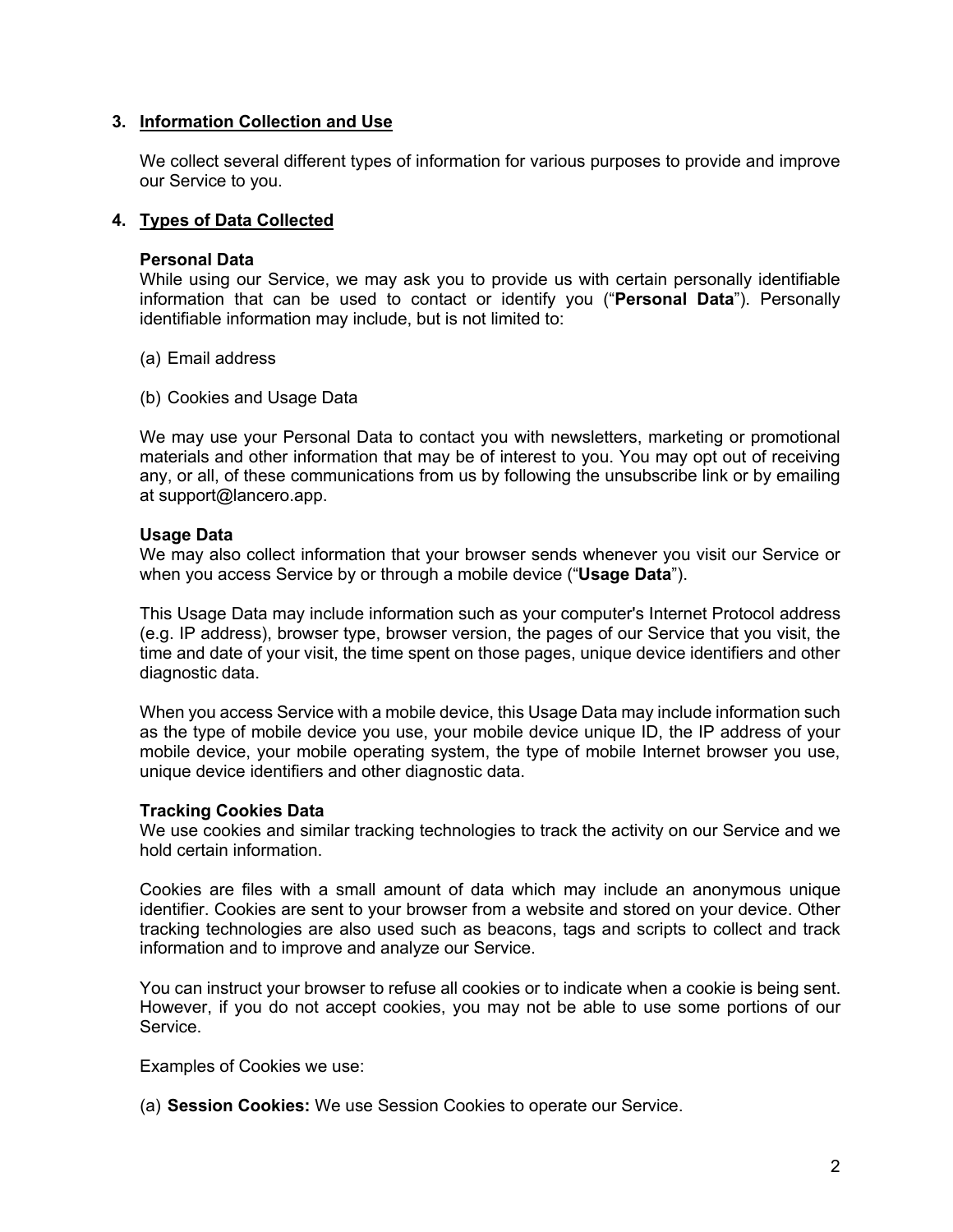## 3. Information Collection and Use

We collect several different types of information for various purposes to provide and improve our Service to you.

## 4. Types of Data Collected

**Personal Data**
While using our Service, we may ask you to provide us with certain personally identifiable information that can be used to contact or identify you ("**Personal Data**"). Personally identifiable information may include, but is not limited to:

(a) Email address

(b) Cookies and Usage Data

We may use your Personal Data to contact you with newsletters, marketing or promotional materials and other information that may be of interest to you. You may opt out of receiving any, or all, of these communications from us by following the unsubscribe link or by emailing at support@lancero.app.

**Usage Data**
We may also collect information that your browser sends whenever you visit our Service or when you access Service by or through a mobile device ("**Usage Data**").

This Usage Data may include information such as your computer's Internet Protocol address (e.g. IP address), browser type, browser version, the pages of our Service that you visit, the time and date of your visit, the time spent on those pages, unique device identifiers and other diagnostic data.

When you access Service with a mobile device, this Usage Data may include information such as the type of mobile device you use, your mobile device unique ID, the IP address of your mobile device, your mobile operating system, the type of mobile Internet browser you use, unique device identifiers and other diagnostic data.

**Tracking Cookies Data**
We use cookies and similar tracking technologies to track the activity on our Service and we hold certain information.

Cookies are files with a small amount of data which may include an anonymous unique identifier. Cookies are sent to your browser from a website and stored on your device. Other tracking technologies are also used such as beacons, tags and scripts to collect and track information and to improve and analyze our Service.

You can instruct your browser to refuse all cookies or to indicate when a cookie is being sent. However, if you do not accept cookies, you may not be able to use some portions of our Service.

Examples of Cookies we use:

(a) **Session Cookies:** We use Session Cookies to operate our Service.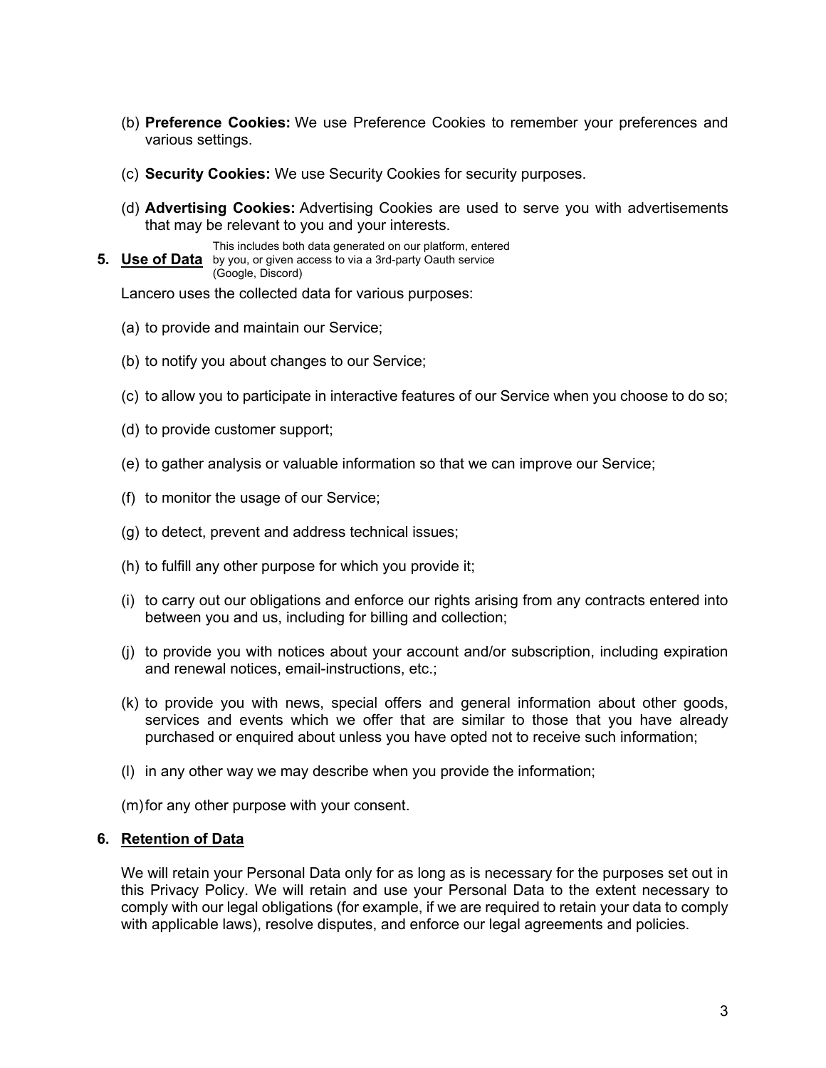(b) **Preference Cookies:** We use Preference Cookies to remember your preferences and various settings.

(c) **Security Cookies:** We use Security Cookies for security purposes.

(d) **Advertising Cookies:** Advertising Cookies are used to serve you with advertisements that may be relevant to you and your interests.

## 5. Use of Data

This includes both data generated on our platform, entered by you, or given access to via a 3rd-party Oauth service (Google, Discord)

Lancero uses the collected data for various purposes:

(a) to provide and maintain our Service;

(b) to notify you about changes to our Service;

(c) to allow you to participate in interactive features of our Service when you choose to do so;

(d) to provide customer support;

(e) to gather analysis or valuable information so that we can improve our Service;

(f) to monitor the usage of our Service;

(g) to detect, prevent and address technical issues;

(h) to fulfill any other purpose for which you provide it;

(i) to carry out our obligations and enforce our rights arising from any contracts entered into between you and us, including for billing and collection;

(j) to provide you with notices about your account and/or subscription, including expiration and renewal notices, email-instructions, etc.;

(k) to provide you with news, special offers and general information about other goods, services and events which we offer that are similar to those that you have already purchased or enquired about unless you have opted not to receive such information;

(l) in any other way we may describe when you provide the information;

(m) for any other purpose with your consent.

## 6. Retention of Data

We will retain your Personal Data only for as long as is necessary for the purposes set out in this Privacy Policy. We will retain and use your Personal Data to the extent necessary to comply with our legal obligations (for example, if we are required to retain your data to comply with applicable laws), resolve disputes, and enforce our legal agreements and policies.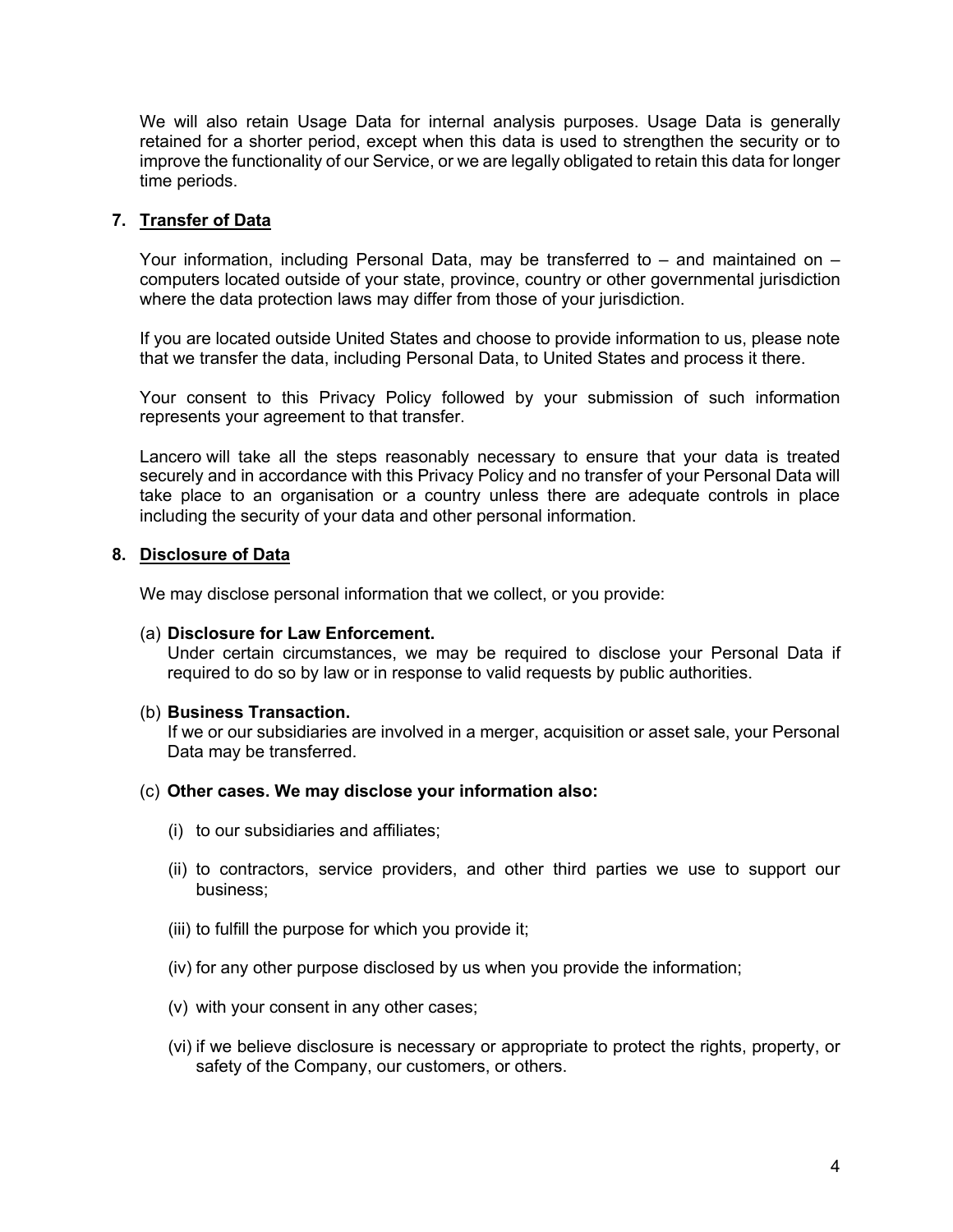We will also retain Usage Data for internal analysis purposes. Usage Data is generally retained for a shorter period, except when this data is used to strengthen the security or to improve the functionality of our Service, or we are legally obligated to retain this data for longer time periods.

## 7. Transfer of Data

Your information, including Personal Data, may be transferred to – and maintained on – computers located outside of your state, province, country or other governmental jurisdiction where the data protection laws may differ from those of your jurisdiction.

If you are located outside United States and choose to provide information to us, please note that we transfer the data, including Personal Data, to United States and process it there.

Your consent to this Privacy Policy followed by your submission of such information represents your agreement to that transfer.

Lancero will take all the steps reasonably necessary to ensure that your data is treated securely and in accordance with this Privacy Policy and no transfer of your Personal Data will take place to an organisation or a country unless there are adequate controls in place including the security of your data and other personal information.

## 8. Disclosure of Data

We may disclose personal information that we collect, or you provide:

(a) **Disclosure for Law Enforcement.**
Under certain circumstances, we may be required to disclose your Personal Data if required to do so by law or in response to valid requests by public authorities.

(b) **Business Transaction.**
If we or our subsidiaries are involved in a merger, acquisition or asset sale, your Personal Data may be transferred.

(c) **Other cases. We may disclose your information also:**

(i) to our subsidiaries and affiliates;

(ii) to contractors, service providers, and other third parties we use to support our business;

(iii) to fulfill the purpose for which you provide it;

(iv) for any other purpose disclosed by us when you provide the information;

(v) with your consent in any other cases;

(vi) if we believe disclosure is necessary or appropriate to protect the rights, property, or safety of the Company, our customers, or others.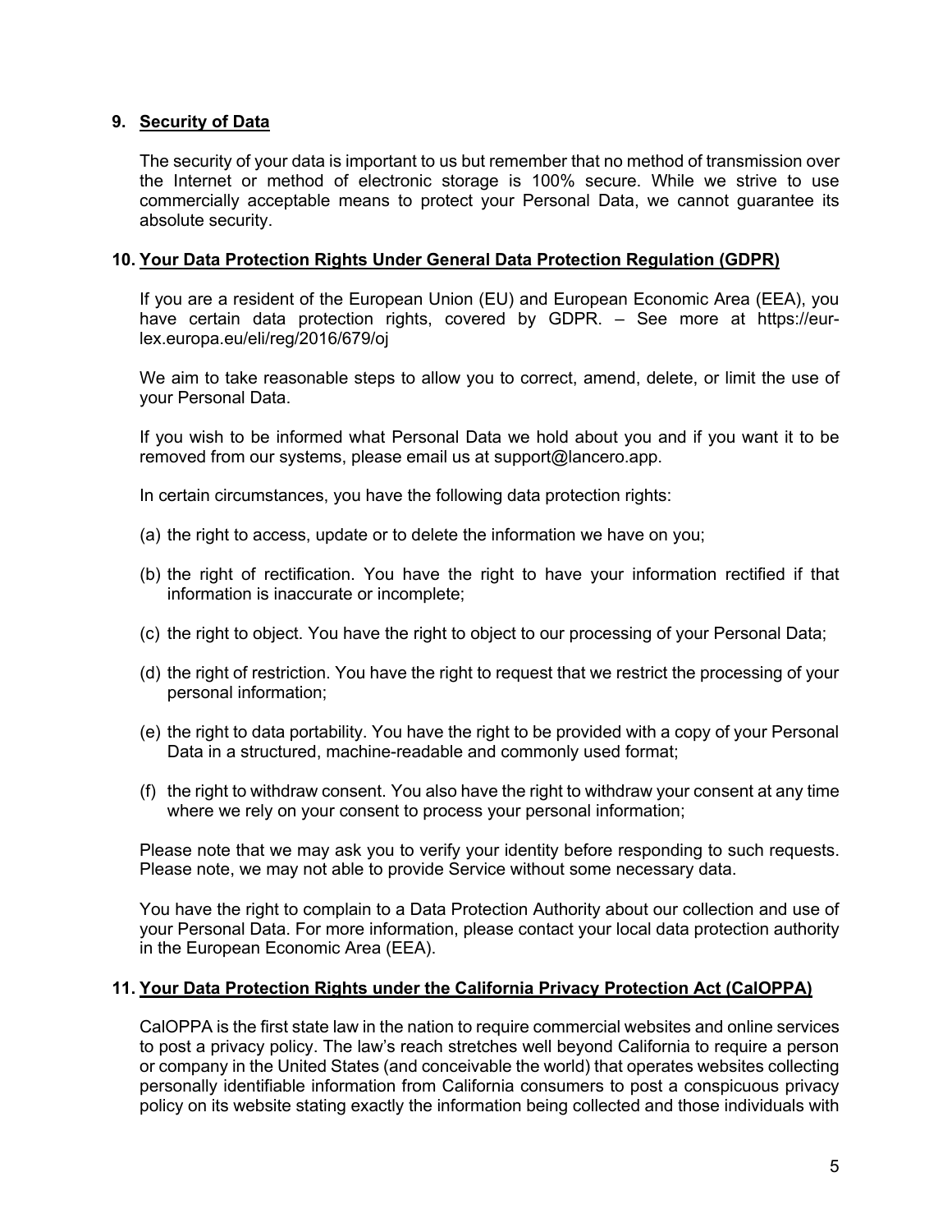## 9. Security of Data

The security of your data is important to us but remember that no method of transmission over the Internet or method of electronic storage is 100% secure. While we strive to use commercially acceptable means to protect your Personal Data, we cannot guarantee its absolute security.

## 10. Your Data Protection Rights Under General Data Protection Regulation (GDPR)

If you are a resident of the European Union (EU) and European Economic Area (EEA), you have certain data protection rights, covered by GDPR. – See more at https://eur-lex.europa.eu/eli/reg/2016/679/oj

We aim to take reasonable steps to allow you to correct, amend, delete, or limit the use of your Personal Data.

If you wish to be informed what Personal Data we hold about you and if you want it to be removed from our systems, please email us at support@lancero.app.

In certain circumstances, you have the following data protection rights:

(a) the right to access, update or to delete the information we have on you;

(b) the right of rectification. You have the right to have your information rectified if that information is inaccurate or incomplete;

(c) the right to object. You have the right to object to our processing of your Personal Data;

(d) the right of restriction. You have the right to request that we restrict the processing of your personal information;

(e) the right to data portability. You have the right to be provided with a copy of your Personal Data in a structured, machine-readable and commonly used format;

(f) the right to withdraw consent. You also have the right to withdraw your consent at any time where we rely on your consent to process your personal information;

Please note that we may ask you to verify your identity before responding to such requests. Please note, we may not able to provide Service without some necessary data.

You have the right to complain to a Data Protection Authority about our collection and use of your Personal Data. For more information, please contact your local data protection authority in the European Economic Area (EEA).

## 11. Your Data Protection Rights under the California Privacy Protection Act (CalOPPA)

CalOPPA is the first state law in the nation to require commercial websites and online services to post a privacy policy. The law's reach stretches well beyond California to require a person or company in the United States (and conceivable the world) that operates websites collecting personally identifiable information from California consumers to post a conspicuous privacy policy on its website stating exactly the information being collected and those individuals with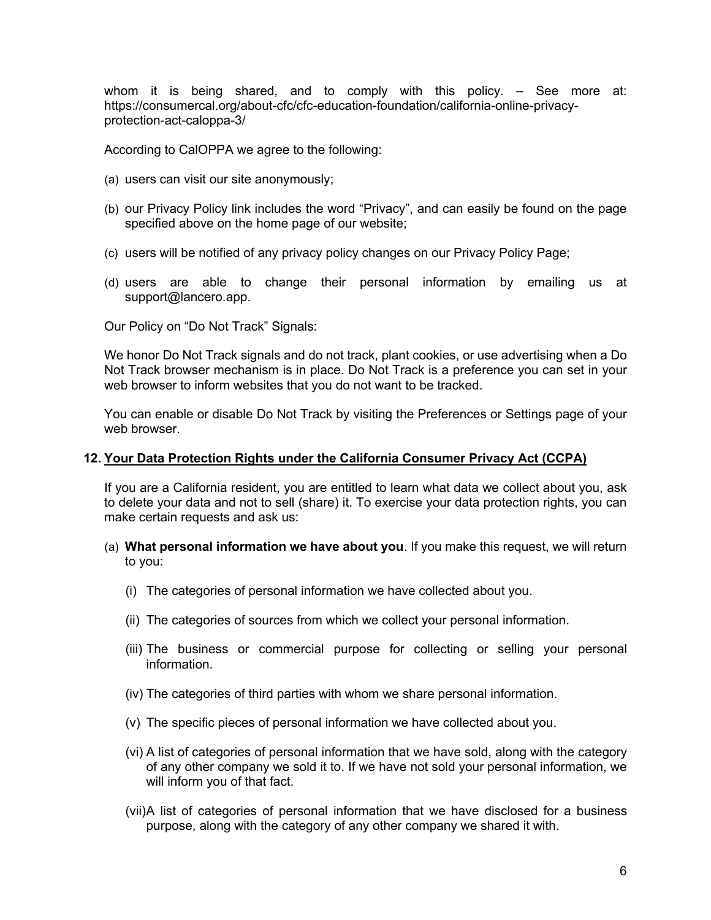whom it is being shared, and to comply with this policy. – See more at: https://consumercal.org/about-cfc/cfc-education-foundation/california-online-privacy-protection-act-caloppa-3/

According to CalOPPA we agree to the following:

(a) users can visit our site anonymously;

(b) our Privacy Policy link includes the word "Privacy", and can easily be found on the page specified above on the home page of our website;

(c) users will be notified of any privacy policy changes on our Privacy Policy Page;

(d) users are able to change their personal information by emailing us at support@lancero.app.

Our Policy on "Do Not Track" Signals:

We honor Do Not Track signals and do not track, plant cookies, or use advertising when a Do Not Track browser mechanism is in place. Do Not Track is a preference you can set in your web browser to inform websites that you do not want to be tracked.

You can enable or disable Do Not Track by visiting the Preferences or Settings page of your web browser.

## 12. Your Data Protection Rights under the California Consumer Privacy Act (CCPA)

If you are a California resident, you are entitled to learn what data we collect about you, ask to delete your data and not to sell (share) it. To exercise your data protection rights, you can make certain requests and ask us:

(a) **What personal information we have about you**. If you make this request, we will return to you:

(i) The categories of personal information we have collected about you.

(ii) The categories of sources from which we collect your personal information.

(iii) The business or commercial purpose for collecting or selling your personal information.

(iv) The categories of third parties with whom we share personal information.

(v) The specific pieces of personal information we have collected about you.

(vi) A list of categories of personal information that we have sold, along with the category of any other company we sold it to. If we have not sold your personal information, we will inform you of that fact.

(vii) A list of categories of personal information that we have disclosed for a business purpose, along with the category of any other company we shared it with.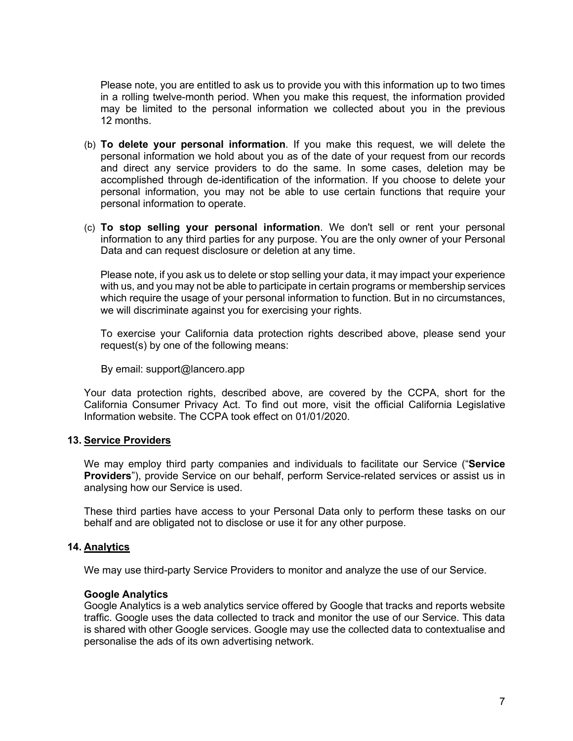Please note, you are entitled to ask us to provide you with this information up to two times in a rolling twelve-month period. When you make this request, the information provided may be limited to the personal information we collected about you in the previous 12 months.

(b) **To delete your personal information**. If you make this request, we will delete the personal information we hold about you as of the date of your request from our records and direct any service providers to do the same. In some cases, deletion may be accomplished through de-identification of the information. If you choose to delete your personal information, you may not be able to use certain functions that require your personal information to operate.

(c) **To stop selling your personal information**. We don't sell or rent your personal information to any third parties for any purpose. You are the only owner of your Personal Data and can request disclosure or deletion at any time.

Please note, if you ask us to delete or stop selling your data, it may impact your experience with us, and you may not be able to participate in certain programs or membership services which require the usage of your personal information to function. But in no circumstances, we will discriminate against you for exercising your rights.

To exercise your California data protection rights described above, please send your request(s) by one of the following means:

By email: support@lancero.app

Your data protection rights, described above, are covered by the CCPA, short for the California Consumer Privacy Act. To find out more, visit the official California Legislative Information website. The CCPA took effect on 01/01/2020.

## 13. Service Providers

We may employ third party companies and individuals to facilitate our Service ("**Service Providers**"), provide Service on our behalf, perform Service-related services or assist us in analysing how our Service is used.

These third parties have access to your Personal Data only to perform these tasks on our behalf and are obligated not to disclose or use it for any other purpose.

## 14. Analytics

We may use third-party Service Providers to monitor and analyze the use of our Service.

**Google Analytics**
Google Analytics is a web analytics service offered by Google that tracks and reports website traffic. Google uses the data collected to track and monitor the use of our Service. This data is shared with other Google services. Google may use the collected data to contextualise and personalise the ads of its own advertising network.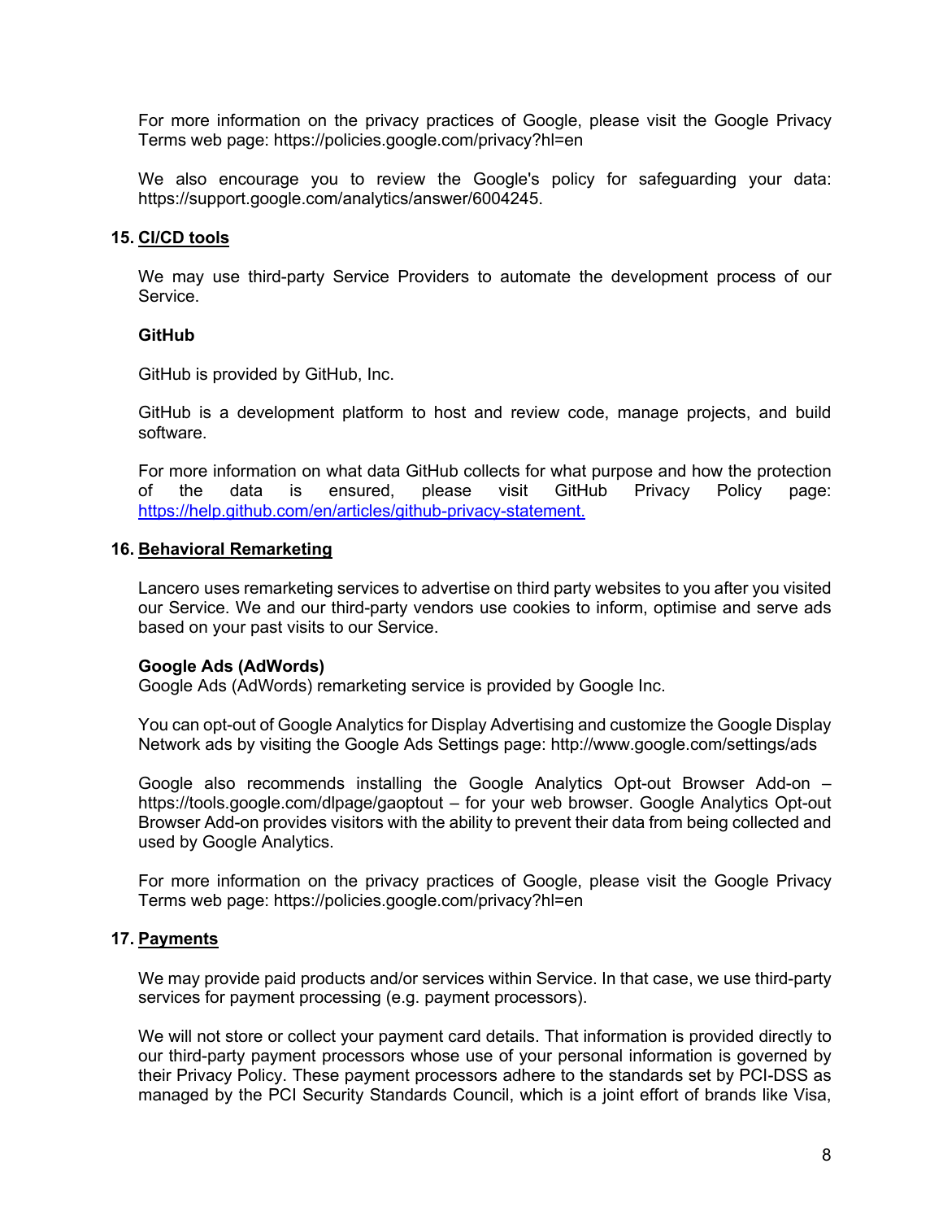For more information on the privacy practices of Google, please visit the Google Privacy Terms web page: https://policies.google.com/privacy?hl=en

We also encourage you to review the Google's policy for safeguarding your data: https://support.google.com/analytics/answer/6004245.

## 15. CI/CD tools

We may use third-party Service Providers to automate the development process of our Service.

**GitHub**

GitHub is provided by GitHub, Inc.

GitHub is a development platform to host and review code, manage projects, and build software.

For more information on what data GitHub collects for what purpose and how the protection of the data is ensured, please visit GitHub Privacy Policy page: https://help.github.com/en/articles/github-privacy-statement.

## 16. Behavioral Remarketing

Lancero uses remarketing services to advertise on third party websites to you after you visited our Service. We and our third-party vendors use cookies to inform, optimise and serve ads based on your past visits to our Service.

**Google Ads (AdWords)**
Google Ads (AdWords) remarketing service is provided by Google Inc.

You can opt-out of Google Analytics for Display Advertising and customize the Google Display Network ads by visiting the Google Ads Settings page: http://www.google.com/settings/ads

Google also recommends installing the Google Analytics Opt-out Browser Add-on – https://tools.google.com/dlpage/gaoptout – for your web browser. Google Analytics Opt-out Browser Add-on provides visitors with the ability to prevent their data from being collected and used by Google Analytics.

For more information on the privacy practices of Google, please visit the Google Privacy Terms web page: https://policies.google.com/privacy?hl=en

## 17. Payments

We may provide paid products and/or services within Service. In that case, we use third-party services for payment processing (e.g. payment processors).

We will not store or collect your payment card details. That information is provided directly to our third-party payment processors whose use of your personal information is governed by their Privacy Policy. These payment processors adhere to the standards set by PCI-DSS as managed by the PCI Security Standards Council, which is a joint effort of brands like Visa,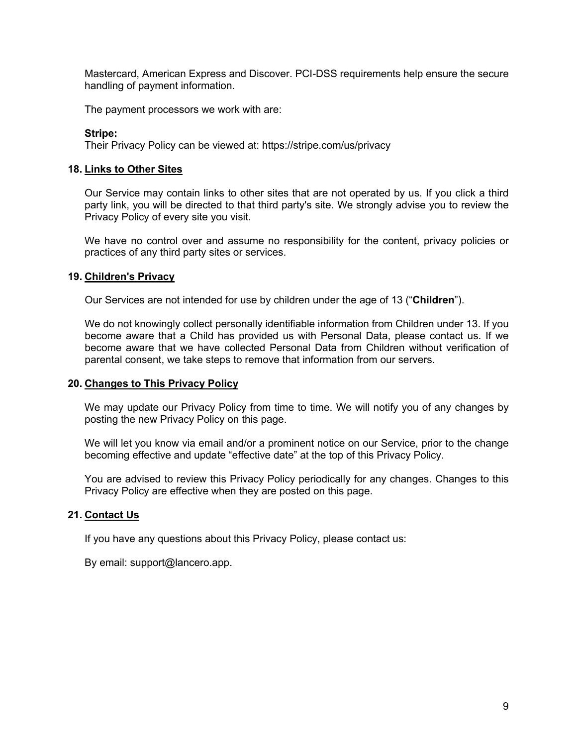Mastercard, American Express and Discover. PCI-DSS requirements help ensure the secure handling of payment information.

The payment processors we work with are:

**Stripe:**
Their Privacy Policy can be viewed at: https://stripe.com/us/privacy

## 18. Links to Other Sites

Our Service may contain links to other sites that are not operated by us. If you click a third party link, you will be directed to that third party's site. We strongly advise you to review the Privacy Policy of every site you visit.

We have no control over and assume no responsibility for the content, privacy policies or practices of any third party sites or services.

## 19. Children's Privacy

Our Services are not intended for use by children under the age of 13 (“**Children**”).

We do not knowingly collect personally identifiable information from Children under 13. If you become aware that a Child has provided us with Personal Data, please contact us. If we become aware that we have collected Personal Data from Children without verification of parental consent, we take steps to remove that information from our servers.

## 20. Changes to This Privacy Policy

We may update our Privacy Policy from time to time. We will notify you of any changes by posting the new Privacy Policy on this page.

We will let you know via email and/or a prominent notice on our Service, prior to the change becoming effective and update “effective date” at the top of this Privacy Policy.

You are advised to review this Privacy Policy periodically for any changes. Changes to this Privacy Policy are effective when they are posted on this page.

## 21. Contact Us

If you have any questions about this Privacy Policy, please contact us:

By email: support@lancero.app.